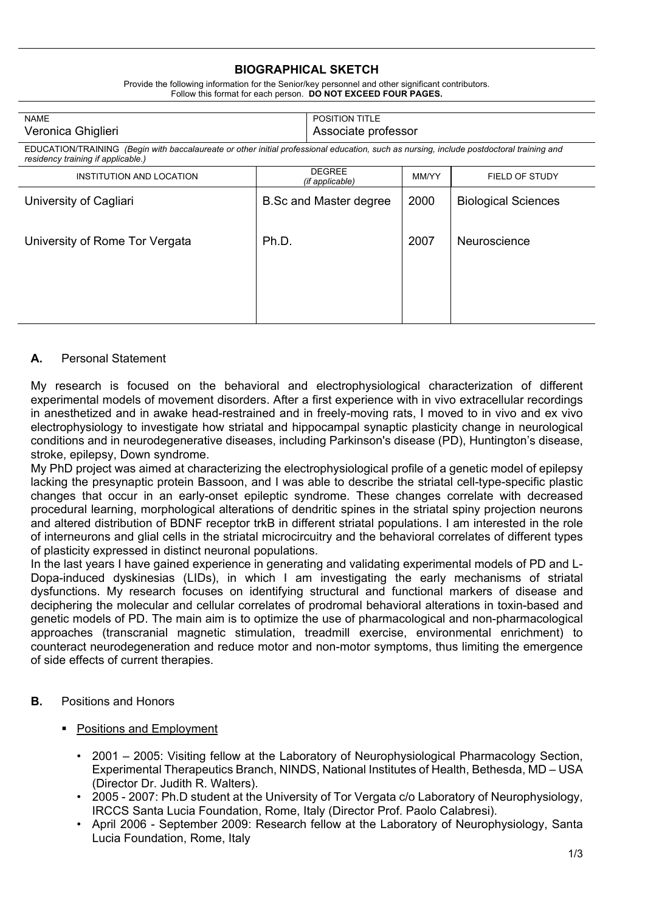## BIOGRAPHICAL SKETCH

Provide the following information for the Senior/key personnel and other significant contributors.
Follow this format for each person. **DO NOT EXCEED FOUR PAGES.**

| NAME | POSITION TITLE |
|---|---|
| Veronica Ghiglieri | Associate professor |

EDUCATION/TRAINING *(Begin with baccalaureate or other initial professional education, such as nursing, include postdoctoral training and residency training if applicable.)*

| INSTITUTION AND LOCATION | DEGREE *(if applicable)* | MM/YY | FIELD OF STUDY |
|---|---|---|---|
| University of Cagliari | B.Sc and Master degree | 2000 | Biological Sciences |
| University of Rome Tor Vergata | Ph.D. | 2007 | Neuroscience |

### A. Personal Statement

My research is focused on the behavioral and electrophysiological characterization of different experimental models of movement disorders. After a first experience with in vivo extracellular recordings in anesthetized and in awake head-restrained and in freely-moving rats, I moved to in vivo and ex vivo electrophysiology to investigate how striatal and hippocampal synaptic plasticity change in neurological conditions and in neurodegenerative diseases, including Parkinson's disease (PD), Huntington's disease, stroke, epilepsy, Down syndrome.

My PhD project was aimed at characterizing the electrophysiological profile of a genetic model of epilepsy lacking the presynaptic protein Bassoon, and I was able to describe the striatal cell-type-specific plastic changes that occur in an early-onset epileptic syndrome. These changes correlate with decreased procedural learning, morphological alterations of dendritic spines in the striatal spiny projection neurons and altered distribution of BDNF receptor trkB in different striatal populations. I am interested in the role of interneurons and glial cells in the striatal microcircuitry and the behavioral correlates of different types of plasticity expressed in distinct neuronal populations.

In the last years I have gained experience in generating and validating experimental models of PD and L-Dopa-induced dyskinesias (LIDs), in which I am investigating the early mechanisms of striatal dysfunctions. My research focuses on identifying structural and functional markers of disease and deciphering the molecular and cellular correlates of prodromal behavioral alterations in toxin-based and genetic models of PD. The main aim is to optimize the use of pharmacological and non-pharmacological approaches (transcranial magnetic stimulation, treadmill exercise, environmental enrichment) to counteract neurodegeneration and reduce motor and non-motor symptoms, thus limiting the emergence of side effects of current therapies.

### B. Positions and Honors

- Positions and Employment
  - 2001 – 2005: Visiting fellow at the Laboratory of Neurophysiological Pharmacology Section, Experimental Therapeutics Branch, NINDS, National Institutes of Health, Bethesda, MD – USA (Director Dr. Judith R. Walters).
  - 2005 - 2007: Ph.D student at the University of Tor Vergata c/o Laboratory of Neurophysiology, IRCCS Santa Lucia Foundation, Rome, Italy (Director Prof. Paolo Calabresi).
  - April 2006 - September 2009: Research fellow at the Laboratory of Neurophysiology, Santa Lucia Foundation, Rome, Italy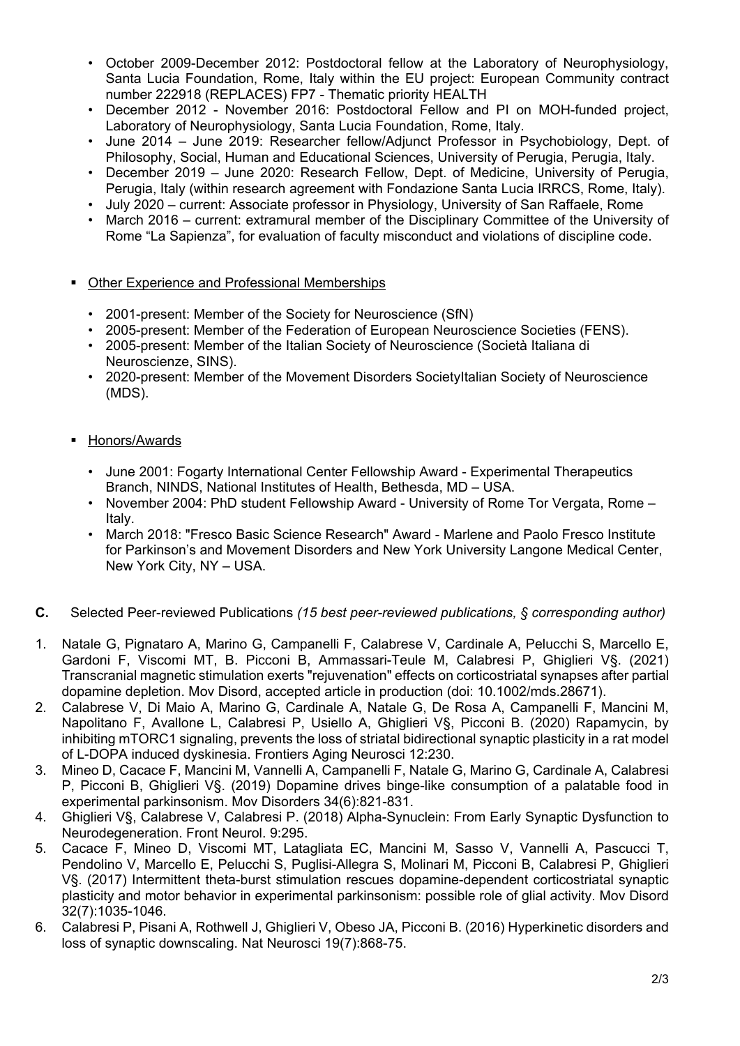- October 2009-December 2012: Postdoctoral fellow at the Laboratory of Neurophysiology, Santa Lucia Foundation, Rome, Italy within the EU project: European Community contract number 222918 (REPLACES) FP7 - Thematic priority HEALTH
- December 2012 - November 2016: Postdoctoral Fellow and PI on MOH-funded project, Laboratory of Neurophysiology, Santa Lucia Foundation, Rome, Italy.
- June 2014 – June 2019: Researcher fellow/Adjunct Professor in Psychobiology, Dept. of Philosophy, Social, Human and Educational Sciences, University of Perugia, Perugia, Italy.
- December 2019 – June 2020: Research Fellow, Dept. of Medicine, University of Perugia, Perugia, Italy (within research agreement with Fondazione Santa Lucia IRRCS, Rome, Italy).
- July 2020 – current: Associate professor in Physiology, University of San Raffaele, Rome
- March 2016 – current: extramural member of the Disciplinary Committee of the University of Rome "La Sapienza", for evaluation of faculty misconduct and violations of discipline code.

- Other Experience and Professional Memberships

  - 2001-present: Member of the Society for Neuroscience (SfN)
  - 2005-present: Member of the Federation of European Neuroscience Societies (FENS).
  - 2005-present: Member of the Italian Society of Neuroscience (Società Italiana di Neuroscienze, SINS).
  - 2020-present: Member of the Movement Disorders SocietyItalian Society of Neuroscience (MDS).

- Honors/Awards

  - June 2001: Fogarty International Center Fellowship Award - Experimental Therapeutics Branch, NINDS, National Institutes of Health, Bethesda, MD – USA.
  - November 2004: PhD student Fellowship Award - University of Rome Tor Vergata, Rome – Italy.
  - March 2018: "Fresco Basic Science Research" Award - Marlene and Paolo Fresco Institute for Parkinson's and Movement Disorders and New York University Langone Medical Center, New York City, NY – USA.

**C.** Selected Peer-reviewed Publications *(15 best peer-reviewed publications, § corresponding author)*

1. Natale G, Pignataro A, Marino G, Campanelli F, Calabrese V, Cardinale A, Pelucchi S, Marcello E, Gardoni F, Viscomi MT, B. Picconi B, Ammassari-Teule M, Calabresi P, Ghiglieri V§. (2021) Transcranial magnetic stimulation exerts "rejuvenation" effects on corticostriatal synapses after partial dopamine depletion. Mov Disord, accepted article in production (doi: 10.1002/mds.28671).
2. Calabrese V, Di Maio A, Marino G, Cardinale A, Natale G, De Rosa A, Campanelli F, Mancini M, Napolitano F, Avallone L, Calabresi P, Usiello A, Ghiglieri V§, Picconi B. (2020) Rapamycin, by inhibiting mTORC1 signaling, prevents the loss of striatal bidirectional synaptic plasticity in a rat model of L-DOPA induced dyskinesia. Frontiers Aging Neurosci 12:230.
3. Mineo D, Cacace F, Mancini M, Vannelli A, Campanelli F, Natale G, Marino G, Cardinale A, Calabresi P, Picconi B, Ghiglieri V§. (2019) Dopamine drives binge-like consumption of a palatable food in experimental parkinsonism. Mov Disorders 34(6):821-831.
4. Ghiglieri V§, Calabrese V, Calabresi P. (2018) Alpha-Synuclein: From Early Synaptic Dysfunction to Neurodegeneration. Front Neurol. 9:295.
5. Cacace F, Mineo D, Viscomi MT, Latagliata EC, Mancini M, Sasso V, Vannelli A, Pascucci T, Pendolino V, Marcello E, Pelucchi S, Puglisi-Allegra S, Molinari M, Picconi B, Calabresi P, Ghiglieri V§. (2017) Intermittent theta-burst stimulation rescues dopamine-dependent corticostriatal synaptic plasticity and motor behavior in experimental parkinsonism: possible role of glial activity. Mov Disord 32(7):1035-1046.
6. Calabresi P, Pisani A, Rothwell J, Ghiglieri V, Obeso JA, Picconi B. (2016) Hyperkinetic disorders and loss of synaptic downscaling. Nat Neurosci 19(7):868-75.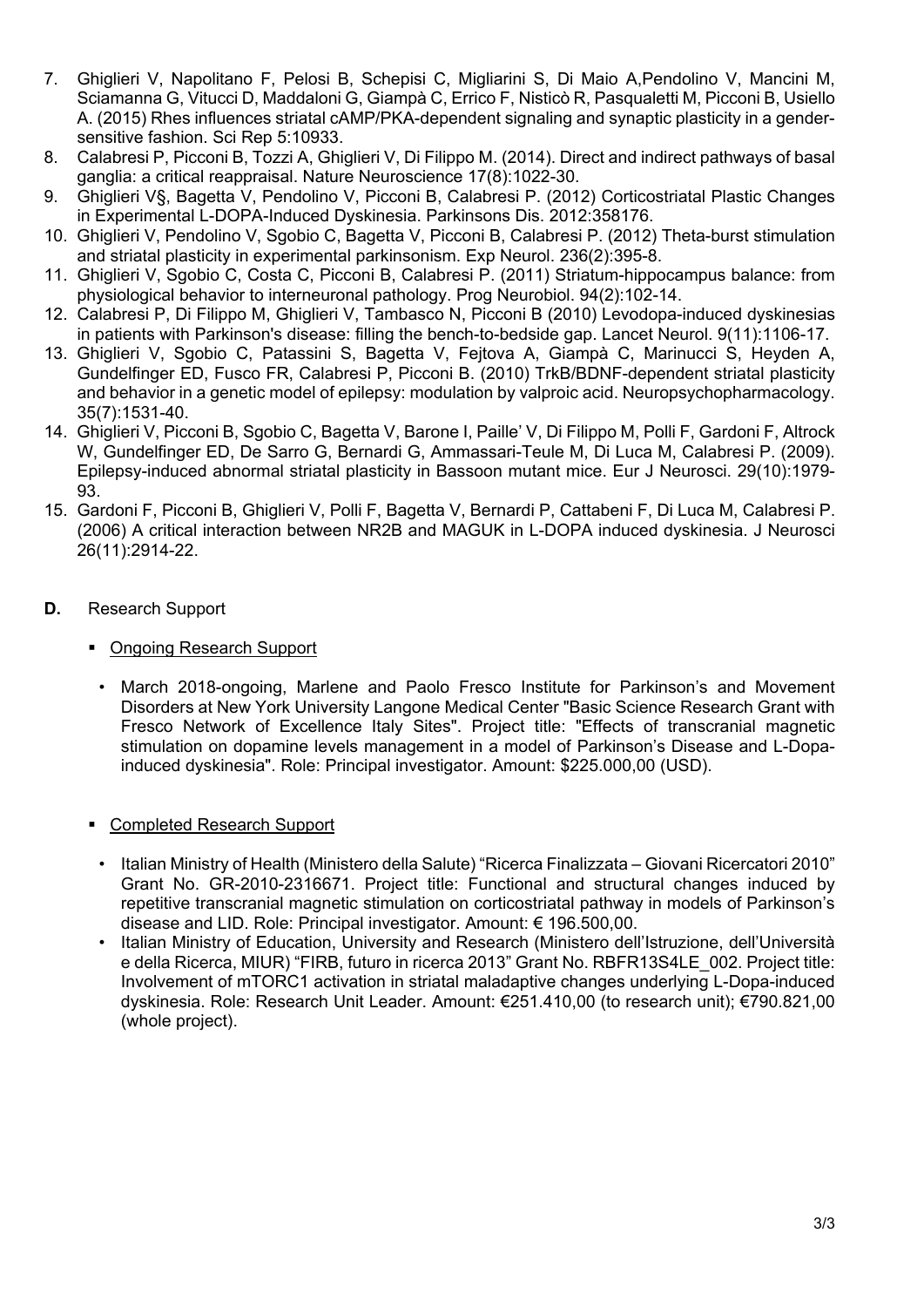7. Ghiglieri V, Napolitano F, Pelosi B, Schepisi C, Migliarini S, Di Maio A,Pendolino V, Mancini M, Sciamanna G, Vitucci D, Maddaloni G, Giampà C, Errico F, Nisticò R, Pasqualetti M, Picconi B, Usiello A. (2015) Rhes influences striatal cAMP/PKA-dependent signaling and synaptic plasticity in a gender-sensitive fashion. Sci Rep 5:10933.
8. Calabresi P, Picconi B, Tozzi A, Ghiglieri V, Di Filippo M. (2014). Direct and indirect pathways of basal ganglia: a critical reappraisal. Nature Neuroscience 17(8):1022-30.
9. Ghiglieri V§, Bagetta V, Pendolino V, Picconi B, Calabresi P. (2012) Corticostriatal Plastic Changes in Experimental L-DOPA-Induced Dyskinesia. Parkinsons Dis. 2012:358176.
10. Ghiglieri V, Pendolino V, Sgobio C, Bagetta V, Picconi B, Calabresi P. (2012) Theta-burst stimulation and striatal plasticity in experimental parkinsonism. Exp Neurol. 236(2):395-8.
11. Ghiglieri V, Sgobio C, Costa C, Picconi B, Calabresi P. (2011) Striatum-hippocampus balance: from physiological behavior to interneuronal pathology. Prog Neurobiol. 94(2):102-14.
12. Calabresi P, Di Filippo M, Ghiglieri V, Tambasco N, Picconi B (2010) Levodopa-induced dyskinesias in patients with Parkinson's disease: filling the bench-to-bedside gap. Lancet Neurol. 9(11):1106-17.
13. Ghiglieri V, Sgobio C, Patassini S, Bagetta V, Fejtova A, Giampà C, Marinucci S, Heyden A, Gundelfinger ED, Fusco FR, Calabresi P, Picconi B. (2010) TrkB/BDNF-dependent striatal plasticity and behavior in a genetic model of epilepsy: modulation by valproic acid. Neuropsychopharmacology. 35(7):1531-40.
14. Ghiglieri V, Picconi B, Sgobio C, Bagetta V, Barone I, Paille' V, Di Filippo M, Polli F, Gardoni F, Altrock W, Gundelfinger ED, De Sarro G, Bernardi G, Ammassari-Teule M, Di Luca M, Calabresi P. (2009). Epilepsy-induced abnormal striatal plasticity in Bassoon mutant mice. Eur J Neurosci. 29(10):1979-93.
15. Gardoni F, Picconi B, Ghiglieri V, Polli F, Bagetta V, Bernardi P, Cattabeni F, Di Luca M, Calabresi P. (2006) A critical interaction between NR2B and MAGUK in L-DOPA induced dyskinesia. J Neurosci 26(11):2914-22.

**D.** Research Support

- Ongoing Research Support
  - March 2018-ongoing, Marlene and Paolo Fresco Institute for Parkinson's and Movement Disorders at New York University Langone Medical Center "Basic Science Research Grant with Fresco Network of Excellence Italy Sites". Project title: "Effects of transcranial magnetic stimulation on dopamine levels management in a model of Parkinson's Disease and L-Dopa-induced dyskinesia". Role: Principal investigator. Amount: $225.000,00 (USD).

- Completed Research Support
  - Italian Ministry of Health (Ministero della Salute) "Ricerca Finalizzata – Giovani Ricercatori 2010" Grant No. GR-2010-2316671. Project title: Functional and structural changes induced by repetitive transcranial magnetic stimulation on corticostriatal pathway in models of Parkinson's disease and LID. Role: Principal investigator. Amount: € 196.500,00.
  - Italian Ministry of Education, University and Research (Ministero dell'Istruzione, dell'Università e della Ricerca, MIUR) "FIRB, futuro in ricerca 2013" Grant No. RBFR13S4LE_002. Project title: Involvement of mTORC1 activation in striatal maladaptive changes underlying L-Dopa-induced dyskinesia. Role: Research Unit Leader. Amount: €251.410,00 (to research unit); €790.821,00 (whole project).